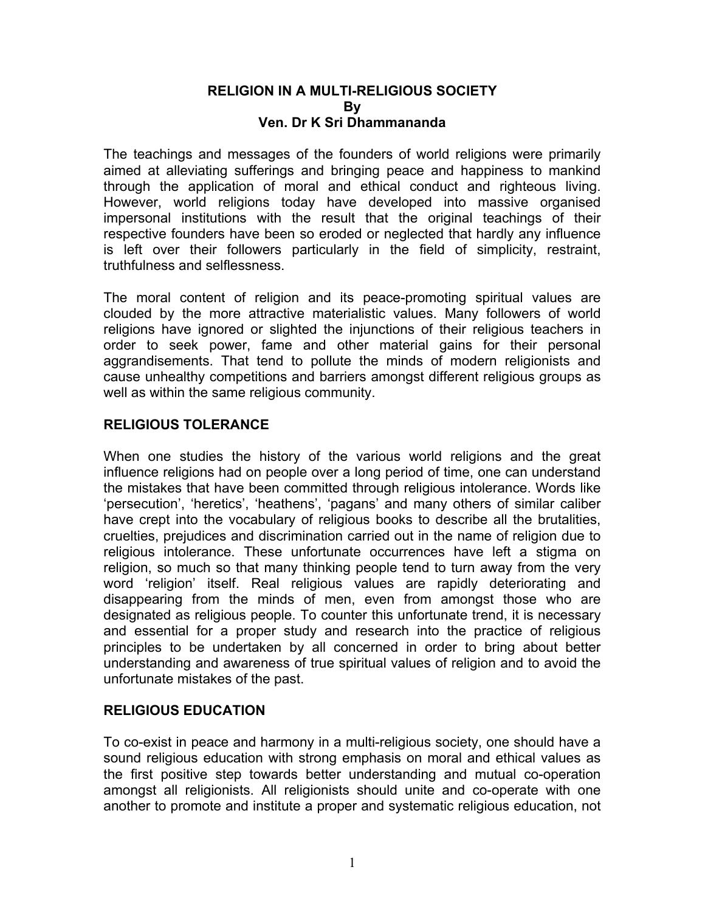# RELIGION IN A MULTI-RELIGIOUS SOCIETY

**By**

**Ven. Dr K Sri Dhammananda**

The teachings and messages of the founders of world religions were primarily aimed at alleviating sufferings and bringing peace and happiness to mankind through the application of moral and ethical conduct and righteous living. However, world religions today have developed into massive organised impersonal institutions with the result that the original teachings of their respective founders have been so eroded or neglected that hardly any influence is left over their followers particularly in the field of simplicity, restraint, truthfulness and selflessness.

The moral content of religion and its peace-promoting spiritual values are clouded by the more attractive materialistic values. Many followers of world religions have ignored or slighted the injunctions of their religious teachers in order to seek power, fame and other material gains for their personal aggrandisements. That tend to pollute the minds of modern religionists and cause unhealthy competitions and barriers amongst different religious groups as well as within the same religious community.

## RELIGIOUS TOLERANCE

When one studies the history of the various world religions and the great influence religions had on people over a long period of time, one can understand the mistakes that have been committed through religious intolerance. Words like 'persecution', 'heretics', 'heathens', 'pagans' and many others of similar caliber have crept into the vocabulary of religious books to describe all the brutalities, cruelties, prejudices and discrimination carried out in the name of religion due to religious intolerance. These unfortunate occurrences have left a stigma on religion, so much so that many thinking people tend to turn away from the very word 'religion' itself. Real religious values are rapidly deteriorating and disappearing from the minds of men, even from amongst those who are designated as religious people. To counter this unfortunate trend, it is necessary and essential for a proper study and research into the practice of religious principles to be undertaken by all concerned in order to bring about better understanding and awareness of true spiritual values of religion and to avoid the unfortunate mistakes of the past.

## RELIGIOUS EDUCATION

To co-exist in peace and harmony in a multi-religious society, one should have a sound religious education with strong emphasis on moral and ethical values as the first positive step towards better understanding and mutual co-operation amongst all religionists. All religionists should unite and co-operate with one another to promote and institute a proper and systematic religious education, not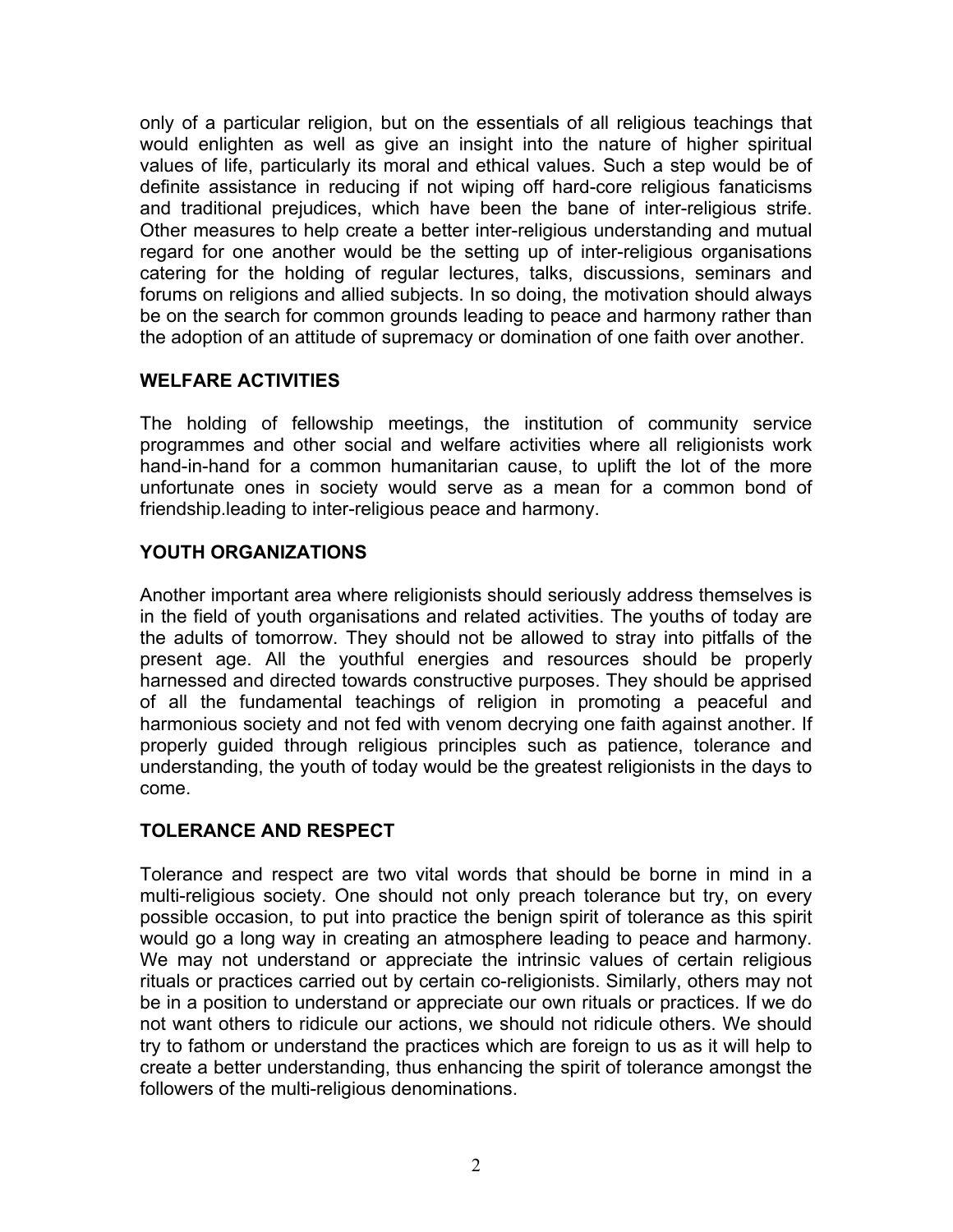only of a particular religion, but on the essentials of all religious teachings that would enlighten as well as give an insight into the nature of higher spiritual values of life, particularly its moral and ethical values. Such a step would be of definite assistance in reducing if not wiping off hard-core religious fanaticisms and traditional prejudices, which have been the bane of inter-religious strife. Other measures to help create a better inter-religious understanding and mutual regard for one another would be the setting up of inter-religious organisations catering for the holding of regular lectures, talks, discussions, seminars and forums on religions and allied subjects. In so doing, the motivation should always be on the search for common grounds leading to peace and harmony rather than the adoption of an attitude of supremacy or domination of one faith over another.

## WELFARE ACTIVITIES

The holding of fellowship meetings, the institution of community service programmes and other social and welfare activities where all religionists work hand-in-hand for a common humanitarian cause, to uplift the lot of the more unfortunate ones in society would serve as a mean for a common bond of friendship.leading to inter-religious peace and harmony.

## YOUTH ORGANIZATIONS

Another important area where religionists should seriously address themselves is in the field of youth organisations and related activities. The youths of today are the adults of tomorrow. They should not be allowed to stray into pitfalls of the present age. All the youthful energies and resources should be properly harnessed and directed towards constructive purposes. They should be apprised of all the fundamental teachings of religion in promoting a peaceful and harmonious society and not fed with venom decrying one faith against another. If properly guided through religious principles such as patience, tolerance and understanding, the youth of today would be the greatest religionists in the days to come.

## TOLERANCE AND RESPECT

Tolerance and respect are two vital words that should be borne in mind in a multi-religious society. One should not only preach tolerance but try, on every possible occasion, to put into practice the benign spirit of tolerance as this spirit would go a long way in creating an atmosphere leading to peace and harmony. We may not understand or appreciate the intrinsic values of certain religious rituals or practices carried out by certain co-religionists. Similarly, others may not be in a position to understand or appreciate our own rituals or practices. If we do not want others to ridicule our actions, we should not ridicule others. We should try to fathom or understand the practices which are foreign to us as it will help to create a better understanding, thus enhancing the spirit of tolerance amongst the followers of the multi-religious denominations.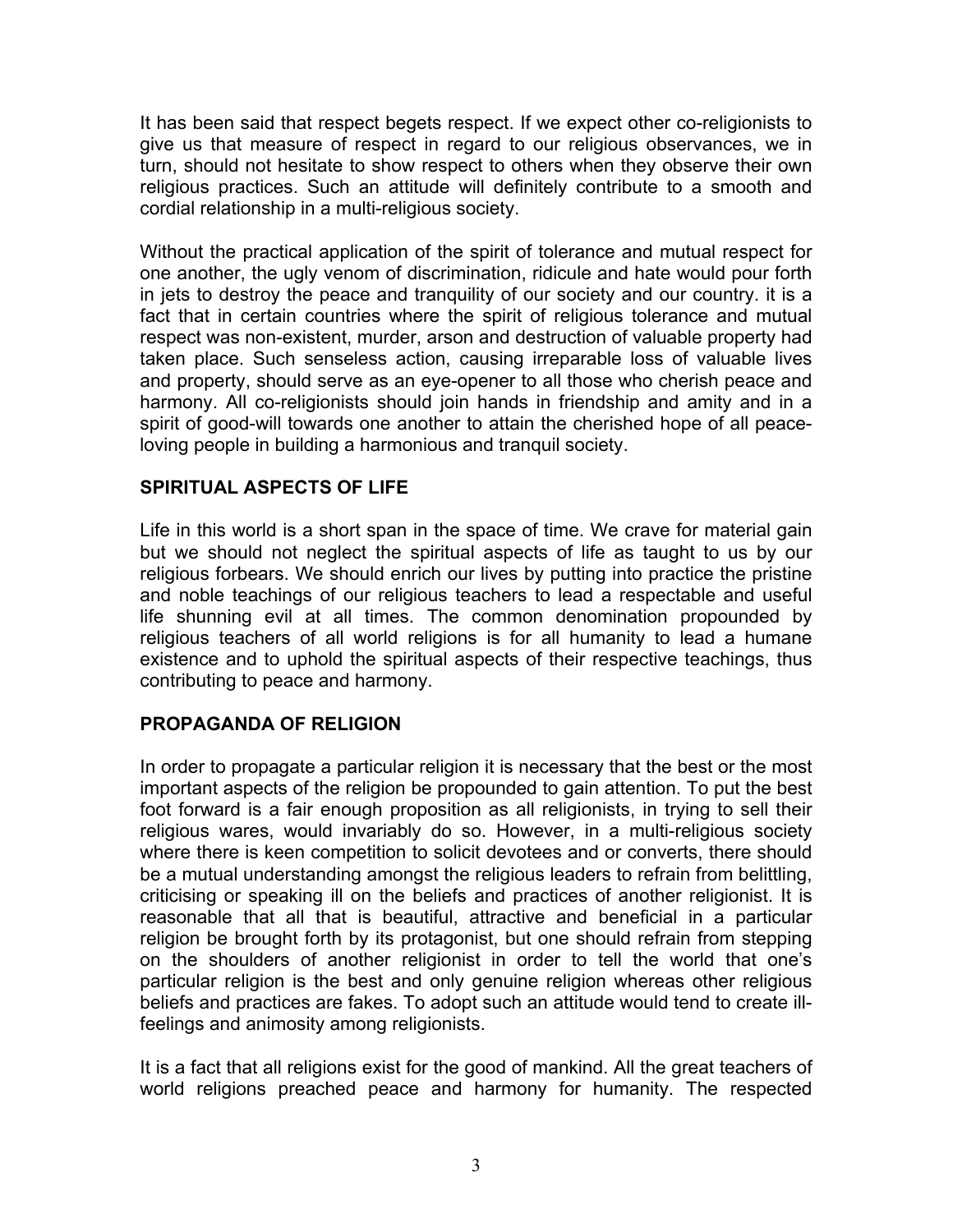It has been said that respect begets respect. If we expect other co-religionists to give us that measure of respect in regard to our religious observances, we in turn, should not hesitate to show respect to others when they observe their own religious practices. Such an attitude will definitely contribute to a smooth and cordial relationship in a multi-religious society.

Without the practical application of the spirit of tolerance and mutual respect for one another, the ugly venom of discrimination, ridicule and hate would pour forth in jets to destroy the peace and tranquility of our society and our country. it is a fact that in certain countries where the spirit of religious tolerance and mutual respect was non-existent, murder, arson and destruction of valuable property had taken place. Such senseless action, causing irreparable loss of valuable lives and property, should serve as an eye-opener to all those who cherish peace and harmony. All co-religionists should join hands in friendship and amity and in a spirit of good-will towards one another to attain the cherished hope of all peace-loving people in building a harmonious and tranquil society.

## SPIRITUAL ASPECTS OF LIFE

Life in this world is a short span in the space of time. We crave for material gain but we should not neglect the spiritual aspects of life as taught to us by our religious forbears. We should enrich our lives by putting into practice the pristine and noble teachings of our religious teachers to lead a respectable and useful life shunning evil at all times. The common denomination propounded by religious teachers of all world religions is for all humanity to lead a humane existence and to uphold the spiritual aspects of their respective teachings, thus contributing to peace and harmony.

## PROPAGANDA OF RELIGION

In order to propagate a particular religion it is necessary that the best or the most important aspects of the religion be propounded to gain attention. To put the best foot forward is a fair enough proposition as all religionists, in trying to sell their religious wares, would invariably do so. However, in a multi-religious society where there is keen competition to solicit devotees and or converts, there should be a mutual understanding amongst the religious leaders to refrain from belittling, criticising or speaking ill on the beliefs and practices of another religionist. It is reasonable that all that is beautiful, attractive and beneficial in a particular religion be brought forth by its protagonist, but one should refrain from stepping on the shoulders of another religionist in order to tell the world that one's particular religion is the best and only genuine religion whereas other religious beliefs and practices are fakes. To adopt such an attitude would tend to create ill-feelings and animosity among religionists.

It is a fact that all religions exist for the good of mankind. All the great teachers of world religions preached peace and harmony for humanity. The respected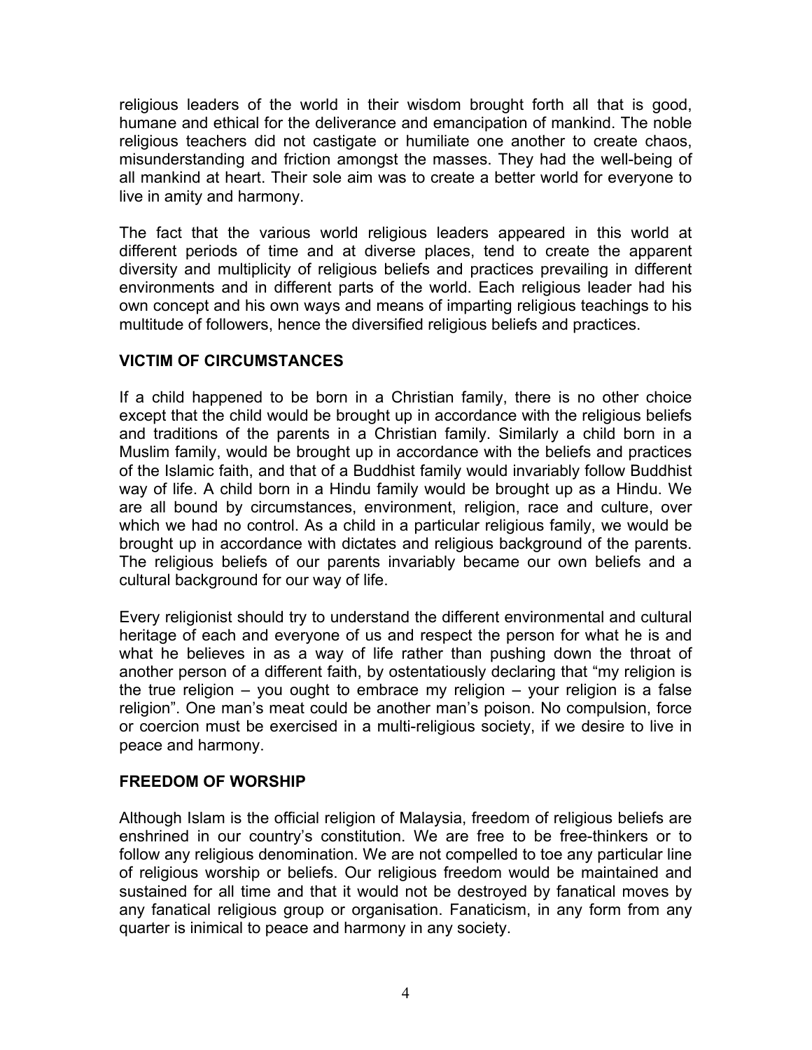religious leaders of the world in their wisdom brought forth all that is good, humane and ethical for the deliverance and emancipation of mankind. The noble religious teachers did not castigate or humiliate one another to create chaos, misunderstanding and friction amongst the masses. They had the well-being of all mankind at heart. Their sole aim was to create a better world for everyone to live in amity and harmony.

The fact that the various world religious leaders appeared in this world at different periods of time and at diverse places, tend to create the apparent diversity and multiplicity of religious beliefs and practices prevailing in different environments and in different parts of the world. Each religious leader had his own concept and his own ways and means of imparting religious teachings to his multitude of followers, hence the diversified religious beliefs and practices.

## VICTIM OF CIRCUMSTANCES

If a child happened to be born in a Christian family, there is no other choice except that the child would be brought up in accordance with the religious beliefs and traditions of the parents in a Christian family. Similarly a child born in a Muslim family, would be brought up in accordance with the beliefs and practices of the Islamic faith, and that of a Buddhist family would invariably follow Buddhist way of life. A child born in a Hindu family would be brought up as a Hindu. We are all bound by circumstances, environment, religion, race and culture, over which we had no control. As a child in a particular religious family, we would be brought up in accordance with dictates and religious background of the parents. The religious beliefs of our parents invariably became our own beliefs and a cultural background for our way of life.

Every religionist should try to understand the different environmental and cultural heritage of each and everyone of us and respect the person for what he is and what he believes in as a way of life rather than pushing down the throat of another person of a different faith, by ostentatiously declaring that "my religion is the true religion – you ought to embrace my religion – your religion is a false religion". One man's meat could be another man's poison. No compulsion, force or coercion must be exercised in a multi-religious society, if we desire to live in peace and harmony.

## FREEDOM OF WORSHIP

Although Islam is the official religion of Malaysia, freedom of religious beliefs are enshrined in our country's constitution. We are free to be free-thinkers or to follow any religious denomination. We are not compelled to toe any particular line of religious worship or beliefs. Our religious freedom would be maintained and sustained for all time and that it would not be destroyed by fanatical moves by any fanatical religious group or organisation. Fanaticism, in any form from any quarter is inimical to peace and harmony in any society.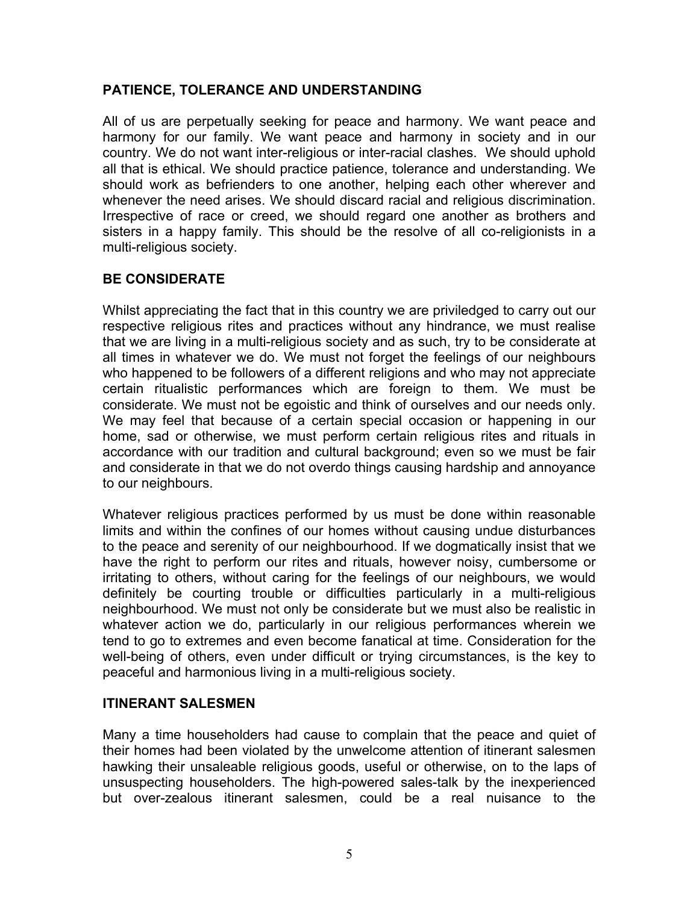## PATIENCE, TOLERANCE AND UNDERSTANDING

All of us are perpetually seeking for peace and harmony. We want peace and harmony for our family. We want peace and harmony in society and in our country. We do not want inter-religious or inter-racial clashes. We should uphold all that is ethical. We should practice patience, tolerance and understanding. We should work as befrienders to one another, helping each other wherever and whenever the need arises. We should discard racial and religious discrimination. Irrespective of race or creed, we should regard one another as brothers and sisters in a happy family. This should be the resolve of all co-religionists in a multi-religious society.

## BE CONSIDERATE

Whilst appreciating the fact that in this country we are priviledged to carry out our respective religious rites and practices without any hindrance, we must realise that we are living in a multi-religious society and as such, try to be considerate at all times in whatever we do. We must not forget the feelings of our neighbours who happened to be followers of a different religions and who may not appreciate certain ritualistic performances which are foreign to them. We must be considerate. We must not be egoistic and think of ourselves and our needs only. We may feel that because of a certain special occasion or happening in our home, sad or otherwise, we must perform certain religious rites and rituals in accordance with our tradition and cultural background; even so we must be fair and considerate in that we do not overdo things causing hardship and annoyance to our neighbours.

Whatever religious practices performed by us must be done within reasonable limits and within the confines of our homes without causing undue disturbances to the peace and serenity of our neighbourhood. If we dogmatically insist that we have the right to perform our rites and rituals, however noisy, cumbersome or irritating to others, without caring for the feelings of our neighbours, we would definitely be courting trouble or difficulties particularly in a multi-religious neighbourhood. We must not only be considerate but we must also be realistic in whatever action we do, particularly in our religious performances wherein we tend to go to extremes and even become fanatical at time. Consideration for the well-being of others, even under difficult or trying circumstances, is the key to peaceful and harmonious living in a multi-religious society.

## ITINERANT SALESMEN

Many a time householders had cause to complain that the peace and quiet of their homes had been violated by the unwelcome attention of itinerant salesmen hawking their unsaleable religious goods, useful or otherwise, on to the laps of unsuspecting householders. The high-powered sales-talk by the inexperienced but over-zealous itinerant salesmen, could be a real nuisance to the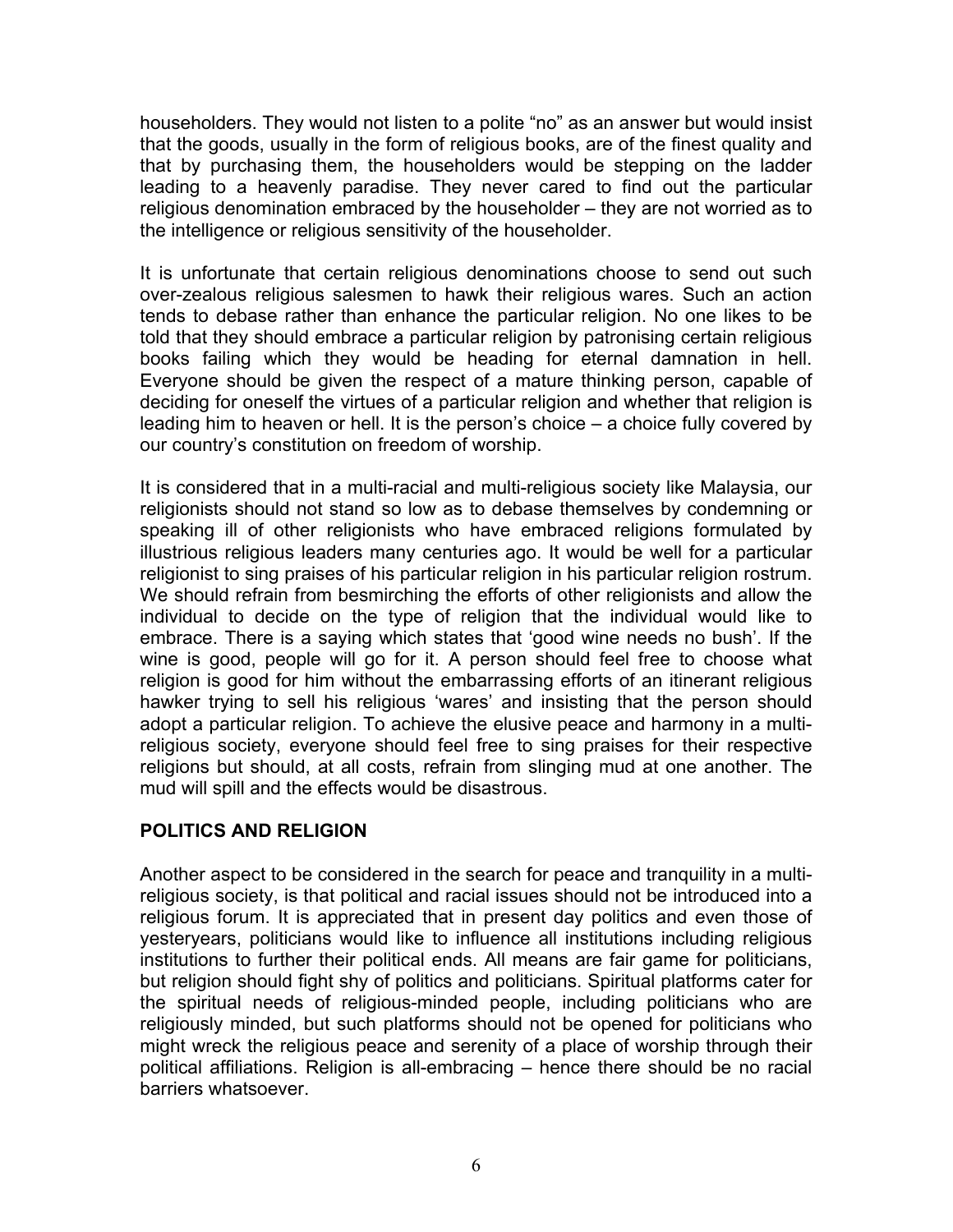householders. They would not listen to a polite "no" as an answer but would insist that the goods, usually in the form of religious books, are of the finest quality and that by purchasing them, the householders would be stepping on the ladder leading to a heavenly paradise. They never cared to find out the particular religious denomination embraced by the householder – they are not worried as to the intelligence or religious sensitivity of the householder.

It is unfortunate that certain religious denominations choose to send out such over-zealous religious salesmen to hawk their religious wares. Such an action tends to debase rather than enhance the particular religion. No one likes to be told that they should embrace a particular religion by patronising certain religious books failing which they would be heading for eternal damnation in hell. Everyone should be given the respect of a mature thinking person, capable of deciding for oneself the virtues of a particular religion and whether that religion is leading him to heaven or hell. It is the person's choice – a choice fully covered by our country's constitution on freedom of worship.

It is considered that in a multi-racial and multi-religious society like Malaysia, our religionists should not stand so low as to debase themselves by condemning or speaking ill of other religionists who have embraced religions formulated by illustrious religious leaders many centuries ago. It would be well for a particular religionist to sing praises of his particular religion in his particular religion rostrum. We should refrain from besmirching the efforts of other religionists and allow the individual to decide on the type of religion that the individual would like to embrace. There is a saying which states that 'good wine needs no bush'. If the wine is good, people will go for it. A person should feel free to choose what religion is good for him without the embarrassing efforts of an itinerant religious hawker trying to sell his religious 'wares' and insisting that the person should adopt a particular religion. To achieve the elusive peace and harmony in a multi-religious society, everyone should feel free to sing praises for their respective religions but should, at all costs, refrain from slinging mud at one another. The mud will spill and the effects would be disastrous.

## POLITICS AND RELIGION

Another aspect to be considered in the search for peace and tranquility in a multi-religious society, is that political and racial issues should not be introduced into a religious forum. It is appreciated that in present day politics and even those of yesteryears, politicians would like to influence all institutions including religious institutions to further their political ends. All means are fair game for politicians, but religion should fight shy of politics and politicians. Spiritual platforms cater for the spiritual needs of religious-minded people, including politicians who are religiously minded, but such platforms should not be opened for politicians who might wreck the religious peace and serenity of a place of worship through their political affiliations. Religion is all-embracing – hence there should be no racial barriers whatsoever.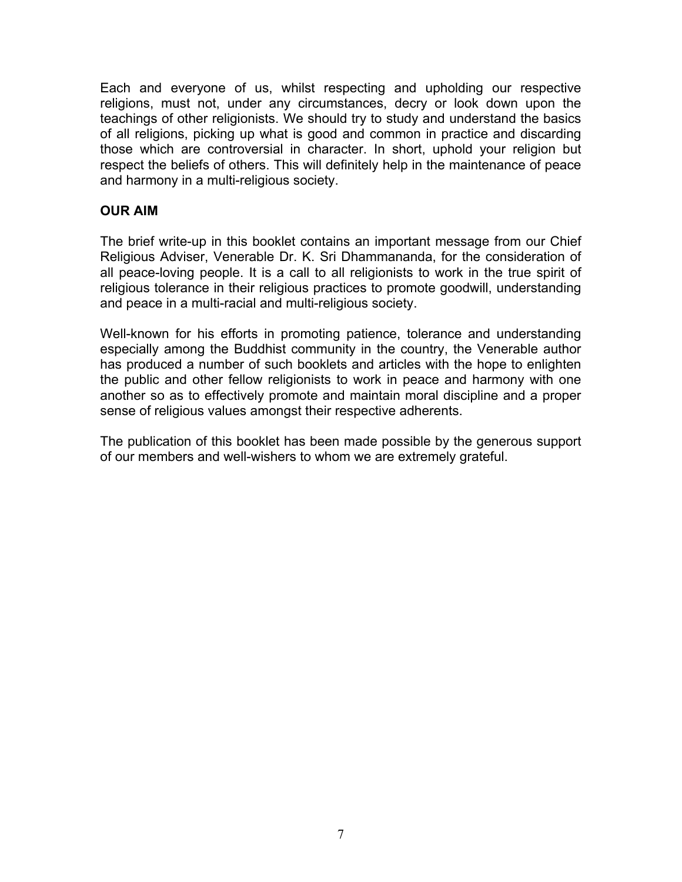Each and everyone of us, whilst respecting and upholding our respective religions, must not, under any circumstances, decry or look down upon the teachings of other religionists. We should try to study and understand the basics of all religions, picking up what is good and common in practice and discarding those which are controversial in character. In short, uphold your religion but respect the beliefs of others. This will definitely help in the maintenance of peace and harmony in a multi-religious society.

**OUR AIM**

The brief write-up in this booklet contains an important message from our Chief Religious Adviser, Venerable Dr. K. Sri Dhammananda, for the consideration of all peace-loving people. It is a call to all religionists to work in the true spirit of religious tolerance in their religious practices to promote goodwill, understanding and peace in a multi-racial and multi-religious society.

Well-known for his efforts in promoting patience, tolerance and understanding especially among the Buddhist community in the country, the Venerable author has produced a number of such booklets and articles with the hope to enlighten the public and other fellow religionists to work in peace and harmony with one another so as to effectively promote and maintain moral discipline and a proper sense of religious values amongst their respective adherents.

The publication of this booklet has been made possible by the generous support of our members and well-wishers to whom we are extremely grateful.